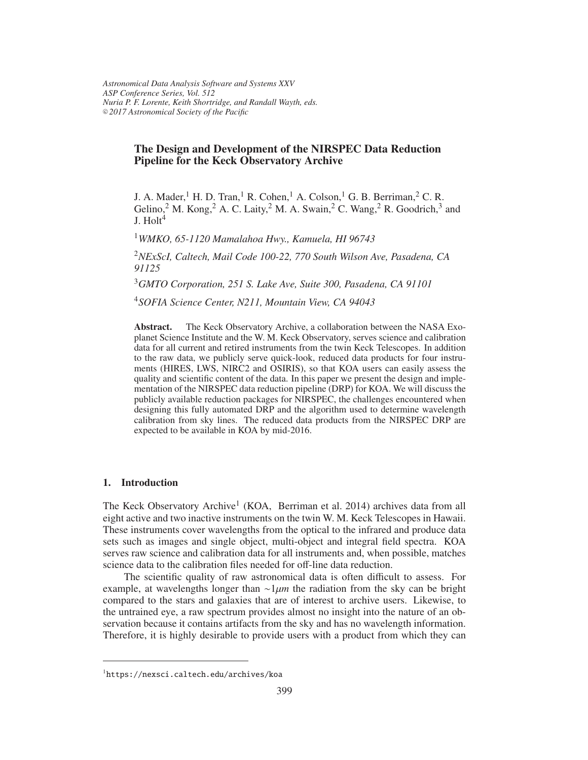# The Design and Development of the NIRSPEC Data Reduction Pipeline for the Keck Observatory Archive

J. A. Mader,[1] H. D. Tran,[1] R. Cohen,[1] A. Colson,[1] G. B. Berriman,[2] C. R. Gelino,[2] M. Kong,[2] A. C. Laity,[2] M. A. Swain,[2] C. Wang,[2] R. Goodrich,[3] and J. Holt[4]

[1]*WMKO, 65-1120 Mamalahoa Hwy., Kamuela, HI 96743*

[2]*NExScI, Caltech, Mail Code 100-22, 770 South Wilson Ave, Pasadena, CA 91125*

[3]*GMTO Corporation, 251 S. Lake Ave, Suite 300, Pasadena, CA 91101*

[4]*SOFIA Science Center, N211, Mountain View, CA 94043*

**Abstract.** The Keck Observatory Archive, a collaboration between the NASA Exoplanet Science Institute and the W. M. Keck Observatory, serves science and calibration data for all current and retired instruments from the twin Keck Telescopes. In addition to the raw data, we publicly serve quick-look, reduced data products for four instruments (HIRES, LWS, NIRC2 and OSIRIS), so that KOA users can easily assess the quality and scientific content of the data. In this paper we present the design and implementation of the NIRSPEC data reduction pipeline (DRP) for KOA. We will discuss the publicly available reduction packages for NIRSPEC, the challenges encountered when designing this fully automated DRP and the algorithm used to determine wavelength calibration from sky lines. The reduced data products from the NIRSPEC DRP are expected to be available in KOA by mid-2016.

## 1. Introduction

The Keck Observatory Archive[1] (KOA, Berriman et al. 2014) archives data from all eight active and two inactive instruments on the twin W. M. Keck Telescopes in Hawaii. These instruments cover wavelengths from the optical to the infrared and produce data sets such as images and single object, multi-object and integral field spectra. KOA serves raw science and calibration data for all instruments and, when possible, matches science data to the calibration files needed for off-line data reduction.

The scientific quality of raw astronomical data is often difficult to assess. For example, at wavelengths longer than $\sim 1\mu m$ the radiation from the sky can be bright compared to the stars and galaxies that are of interest to archive users. Likewise, to the untrained eye, a raw spectrum provides almost no insight into the nature of an observation because it contains artifacts from the sky and has no wavelength information. Therefore, it is highly desirable to provide users with a product from which they can

[1] https://nexsci.caltech.edu/archives/koa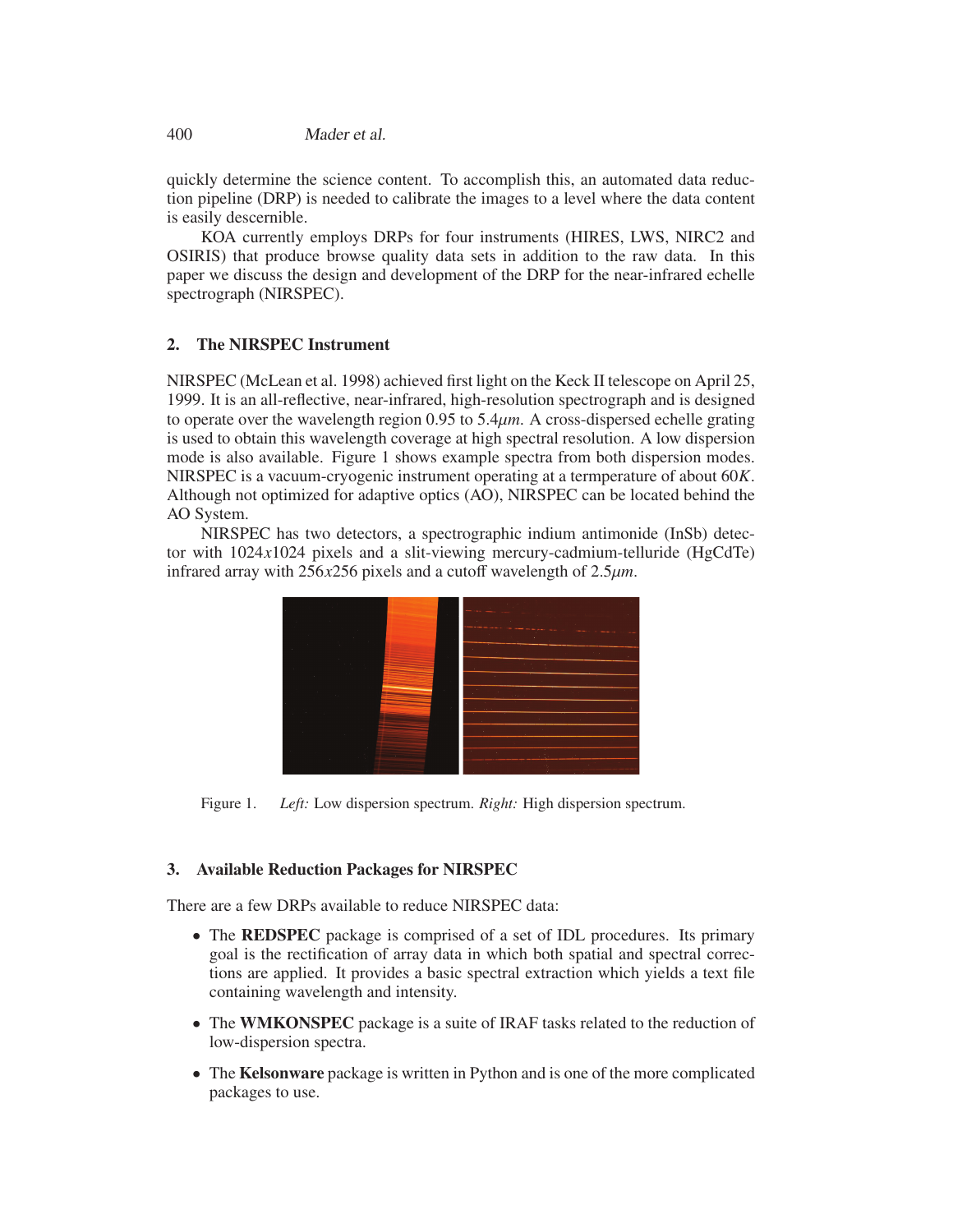quickly determine the science content. To accomplish this, an automated data reduction pipeline (DRP) is needed to calibrate the images to a level where the data content is easily descernible.

KOA currently employs DRPs for four instruments (HIRES, LWS, NIRC2 and OSIRIS) that produce browse quality data sets in addition to the raw data. In this paper we discuss the design and development of the DRP for the near-infrared echelle spectrograph (NIRSPEC).

## 2. The NIRSPEC Instrument

NIRSPEC (McLean et al. 1998) achieved first light on the Keck II telescope on April 25, 1999. It is an all-reflective, near-infrared, high-resolution spectrograph and is designed to operate over the wavelength region 0.95 to $5.4\mu m$. A cross-dispersed echelle grating is used to obtain this wavelength coverage at high spectral resolution. A low dispersion mode is also available. Figure 1 shows example spectra from both dispersion modes. NIRSPEC is a vacuum-cryogenic instrument operating at a termperature of about $60K$. Although not optimized for adaptive optics (AO), NIRSPEC can be located behind the AO System.

NIRSPEC has two detectors, a spectrographic indium antimonide (InSb) detector with $1024x1024$ pixels and a slit-viewing mercury-cadmium-telluride (HgCdTe) infrared array with $256x256$ pixels and a cutoff wavelength of $2.5\mu m$.

Figure 1. *Left:* Low dispersion spectrum. *Right:* High dispersion spectrum.

## 3. Available Reduction Packages for NIRSPEC

There are a few DRPs available to reduce NIRSPEC data:

- The **REDSPEC** package is comprised of a set of IDL procedures. Its primary goal is the rectification of array data in which both spatial and spectral corrections are applied. It provides a basic spectral extraction which yields a text file containing wavelength and intensity.
- The **WMKONSPEC** package is a suite of IRAF tasks related to the reduction of low-dispersion spectra.
- The **Kelsonware** package is written in Python and is one of the more complicated packages to use.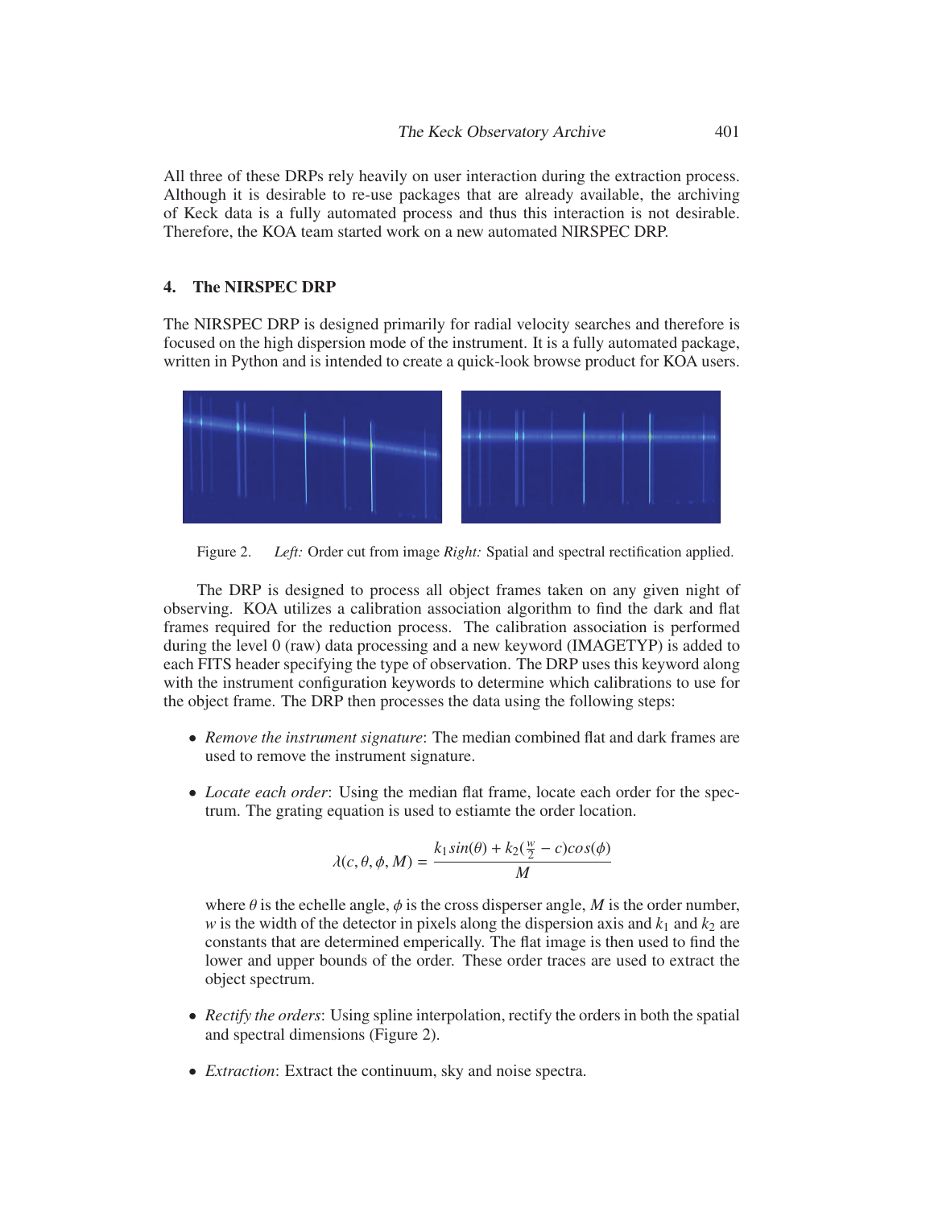All three of these DRPs rely heavily on user interaction during the extraction process. Although it is desirable to re-use packages that are already available, the archiving of Keck data is a fully automated process and thus this interaction is not desirable. Therefore, the KOA team started work on a new automated NIRSPEC DRP.

## 4. The NIRSPEC DRP

The NIRSPEC DRP is designed primarily for radial velocity searches and therefore is focused on the high dispersion mode of the instrument. It is a fully automated package, written in Python and is intended to create a quick-look browse product for KOA users.

Figure 2. *Left:* Order cut from image *Right:* Spatial and spectral rectification applied.

The DRP is designed to process all object frames taken on any given night of observing. KOA utilizes a calibration association algorithm to find the dark and flat frames required for the reduction process. The calibration association is performed during the level 0 (raw) data processing and a new keyword (IMAGETYP) is added to each FITS header specifying the type of observation. The DRP uses this keyword along with the instrument configuration keywords to determine which calibrations to use for the object frame. The DRP then processes the data using the following steps:

- *Remove the instrument signature*: The median combined flat and dark frames are used to remove the instrument signature.
- *Locate each order*: Using the median flat frame, locate each order for the spectrum. The grating equation is used to estiamte the order location.

$$\lambda(c, \theta, \phi, M) = \frac{k_1 sin(\theta) + k_2(\frac{w}{2} - c)cos(\phi)}{M}$$

  where $\theta$ is the echelle angle, $\phi$ is the cross disperser angle, $M$ is the order number, $w$ is the width of the detector in pixels along the dispersion axis and $k_1$ and $k_2$ are constants that are determined emperically. The flat image is then used to find the lower and upper bounds of the order. These order traces are used to extract the object spectrum.
- *Rectify the orders*: Using spline interpolation, rectify the orders in both the spatial and spectral dimensions (Figure 2).
- *Extraction*: Extract the continuum, sky and noise spectra.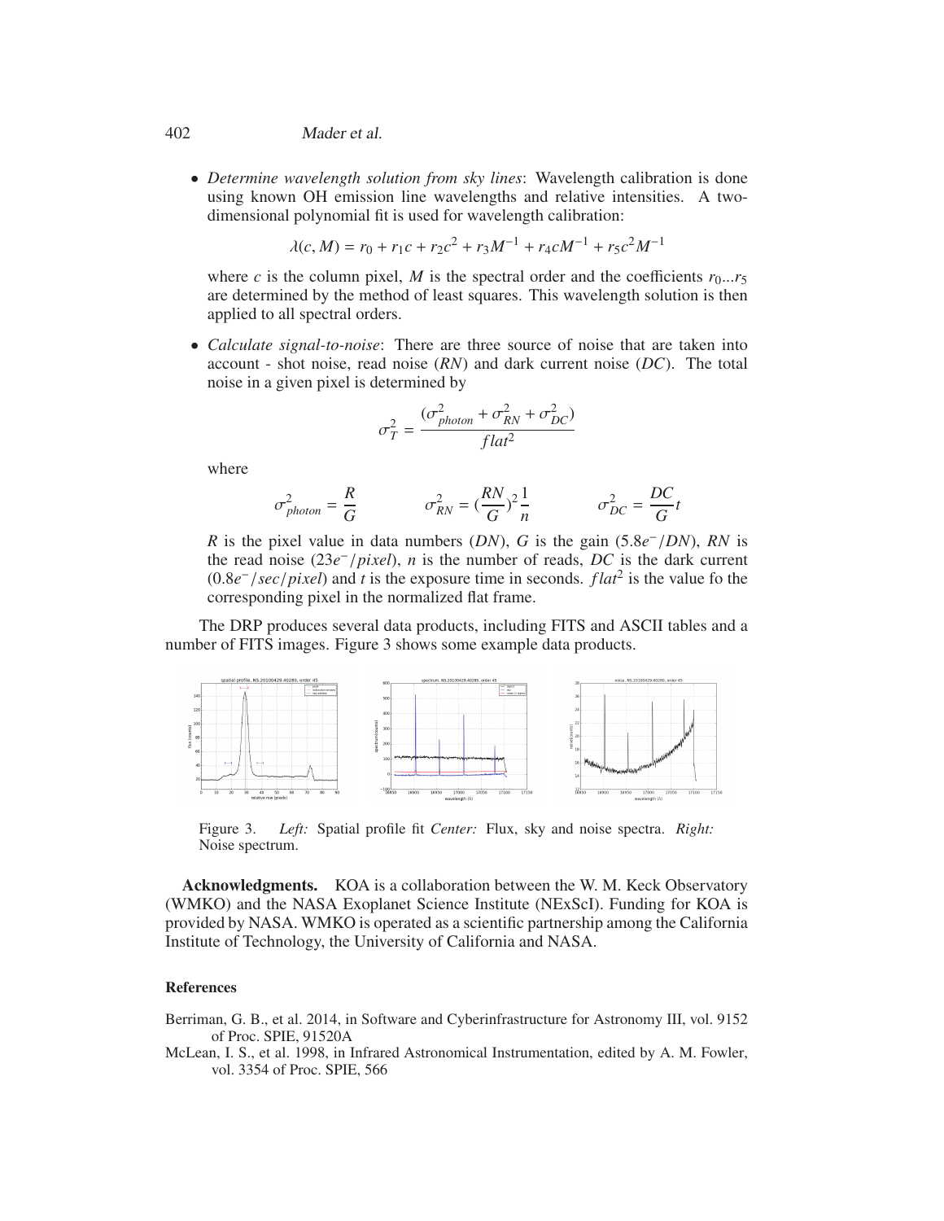- *Determine wavelength solution from sky lines*: Wavelength calibration is done using known OH emission line wavelengths and relative intensities. A two-dimensional polynomial fit is used for wavelength calibration:

$$\lambda(c, M) = r_0 + r_1 c + r_2 c^2 + r_3 M^{-1} + r_4 c M^{-1} + r_5 c^2 M^{-1}$$

where $c$ is the column pixel, $M$ is the spectral order and the coefficients $r_0...r_5$ are determined by the method of least squares. This wavelength solution is then applied to all spectral orders.

- *Calculate signal-to-noise*: There are three source of noise that are taken into account - shot noise, read noise ($RN$) and dark current noise ($DC$). The total noise in a given pixel is determined by

$$\sigma_T^2 = \frac{(\sigma_{photon}^2 + \sigma_{RN}^2 + \sigma_{DC}^2)}{flat^2}$$

where

$$\sigma_{photon}^2 = \frac{R}{G} \qquad \sigma_{RN}^2 = (\frac{RN}{G})^2 \frac{1}{n} \qquad \sigma_{DC}^2 = \frac{DC}{G} t$$

$R$ is the pixel value in data numbers ($DN$), $G$ is the gain ($5.8e^-/DN$), $RN$ is the read noise ($23e^-/pixel$), $n$ is the number of reads, $DC$ is the dark current ($0.8e^-/sec/pixel$) and $t$ is the exposure time in seconds. $flat^2$ is the value fo the corresponding pixel in the normalized flat frame.

The DRP produces several data products, including FITS and ASCII tables and a number of FITS images. Figure 3 shows some example data products.

Figure 3. *Left:* Spatial profile fit *Center:* Flux, sky and noise spectra. *Right:* Noise spectrum.

**Acknowledgments.** KOA is a collaboration between the W. M. Keck Observatory (WMKO) and the NASA Exoplanet Science Institute (NExScI). Funding for KOA is provided by NASA. WMKO is operated as a scientific partnership among the California Institute of Technology, the University of California and NASA.

## References

Berriman, G. B., et al. 2014, in Software and Cyberinfrastructure for Astronomy III, vol. 9152 of Proc. SPIE, 91520A

McLean, I. S., et al. 1998, in Infrared Astronomical Instrumentation, edited by A. M. Fowler, vol. 3354 of Proc. SPIE, 566